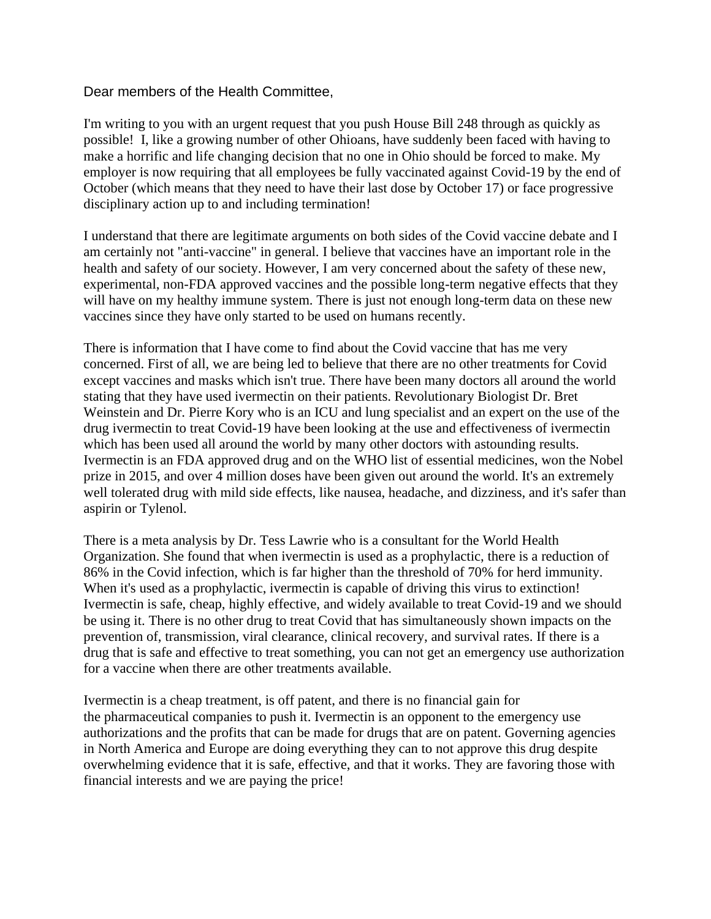Dear members of the Health Committee,

I'm writing to you with an urgent request that you push House Bill 248 through as quickly as possible! I, like a growing number of other Ohioans, have suddenly been faced with having to make a horrific and life changing decision that no one in Ohio should be forced to make. My employer is now requiring that all employees be fully vaccinated against Covid-19 by the end of October (which means that they need to have their last dose by October 17) or face progressive disciplinary action up to and including termination!

I understand that there are legitimate arguments on both sides of the Covid vaccine debate and I am certainly not "anti-vaccine" in general. I believe that vaccines have an important role in the health and safety of our society. However, I am very concerned about the safety of these new, experimental, non-FDA approved vaccines and the possible long-term negative effects that they will have on my healthy immune system. There is just not enough long-term data on these new vaccines since they have only started to be used on humans recently.

There is information that I have come to find about the Covid vaccine that has me very concerned. First of all, we are being led to believe that there are no other treatments for Covid except vaccines and masks which isn't true. There have been many doctors all around the world stating that they have used ivermectin on their patients. Revolutionary Biologist Dr. Bret Weinstein and Dr. Pierre Kory who is an ICU and lung specialist and an expert on the use of the drug ivermectin to treat Covid-19 have been looking at the use and effectiveness of ivermectin which has been used all around the world by many other doctors with astounding results. Ivermectin is an FDA approved drug and on the WHO list of essential medicines, won the Nobel prize in 2015, and over 4 million doses have been given out around the world. It's an extremely well tolerated drug with mild side effects, like nausea, headache, and dizziness, and it's safer than aspirin or Tylenol.

There is a meta analysis by Dr. Tess Lawrie who is a consultant for the World Health Organization. She found that when ivermectin is used as a prophylactic, there is a reduction of 86% in the Covid infection, which is far higher than the threshold of 70% for herd immunity. When it's used as a prophylactic, ivermectin is capable of driving this virus to extinction! Ivermectin is safe, cheap, highly effective, and widely available to treat Covid-19 and we should be using it. There is no other drug to treat Covid that has simultaneously shown impacts on the prevention of, transmission, viral clearance, clinical recovery, and survival rates. If there is a drug that is safe and effective to treat something, you can not get an emergency use authorization for a vaccine when there are other treatments available.

Ivermectin is a cheap treatment, is off patent, and there is no financial gain for the pharmaceutical companies to push it. Ivermectin is an opponent to the emergency use authorizations and the profits that can be made for drugs that are on patent. Governing agencies in North America and Europe are doing everything they can to not approve this drug despite overwhelming evidence that it is safe, effective, and that it works. They are favoring those with financial interests and we are paying the price!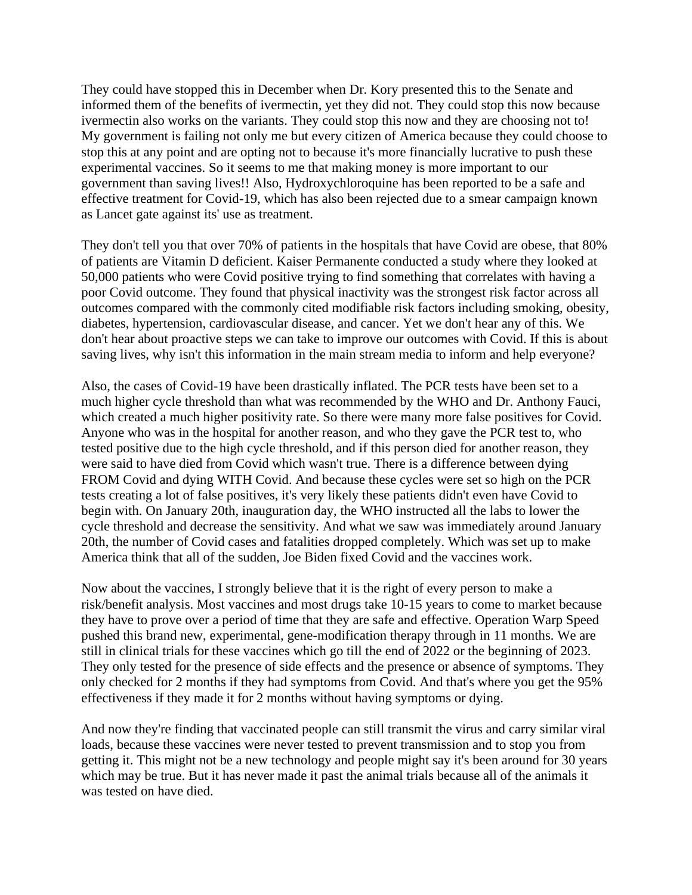They could have stopped this in December when Dr. Kory presented this to the Senate and informed them of the benefits of ivermectin, yet they did not. They could stop this now because ivermectin also works on the variants. They could stop this now and they are choosing not to! My government is failing not only me but every citizen of America because they could choose to stop this at any point and are opting not to because it's more financially lucrative to push these experimental vaccines. So it seems to me that making money is more important to our government than saving lives!! Also, Hydroxychloroquine has been reported to be a safe and effective treatment for Covid-19, which has also been rejected due to a smear campaign known as Lancet gate against its' use as treatment.

They don't tell you that over 70% of patients in the hospitals that have Covid are obese, that 80% of patients are Vitamin D deficient. Kaiser Permanente conducted a study where they looked at 50,000 patients who were Covid positive trying to find something that correlates with having a poor Covid outcome. They found that physical inactivity was the strongest risk factor across all outcomes compared with the commonly cited modifiable risk factors including smoking, obesity, diabetes, hypertension, cardiovascular disease, and cancer. Yet we don't hear any of this. We don't hear about proactive steps we can take to improve our outcomes with Covid. If this is about saving lives, why isn't this information in the main stream media to inform and help everyone?

Also, the cases of Covid-19 have been drastically inflated. The PCR tests have been set to a much higher cycle threshold than what was recommended by the WHO and Dr. Anthony Fauci, which created a much higher positivity rate. So there were many more false positives for Covid. Anyone who was in the hospital for another reason, and who they gave the PCR test to, who tested positive due to the high cycle threshold, and if this person died for another reason, they were said to have died from Covid which wasn't true. There is a difference between dying FROM Covid and dying WITH Covid. And because these cycles were set so high on the PCR tests creating a lot of false positives, it's very likely these patients didn't even have Covid to begin with. On January 20th, inauguration day, the WHO instructed all the labs to lower the cycle threshold and decrease the sensitivity. And what we saw was immediately around January 20th, the number of Covid cases and fatalities dropped completely. Which was set up to make America think that all of the sudden, Joe Biden fixed Covid and the vaccines work.

Now about the vaccines, I strongly believe that it is the right of every person to make a risk/benefit analysis. Most vaccines and most drugs take 10-15 years to come to market because they have to prove over a period of time that they are safe and effective. Operation Warp Speed pushed this brand new, experimental, gene-modification therapy through in 11 months. We are still in clinical trials for these vaccines which go till the end of 2022 or the beginning of 2023. They only tested for the presence of side effects and the presence or absence of symptoms. They only checked for 2 months if they had symptoms from Covid. And that's where you get the 95% effectiveness if they made it for 2 months without having symptoms or dying.

And now they're finding that vaccinated people can still transmit the virus and carry similar viral loads, because these vaccines were never tested to prevent transmission and to stop you from getting it. This might not be a new technology and people might say it's been around for 30 years which may be true. But it has never made it past the animal trials because all of the animals it was tested on have died.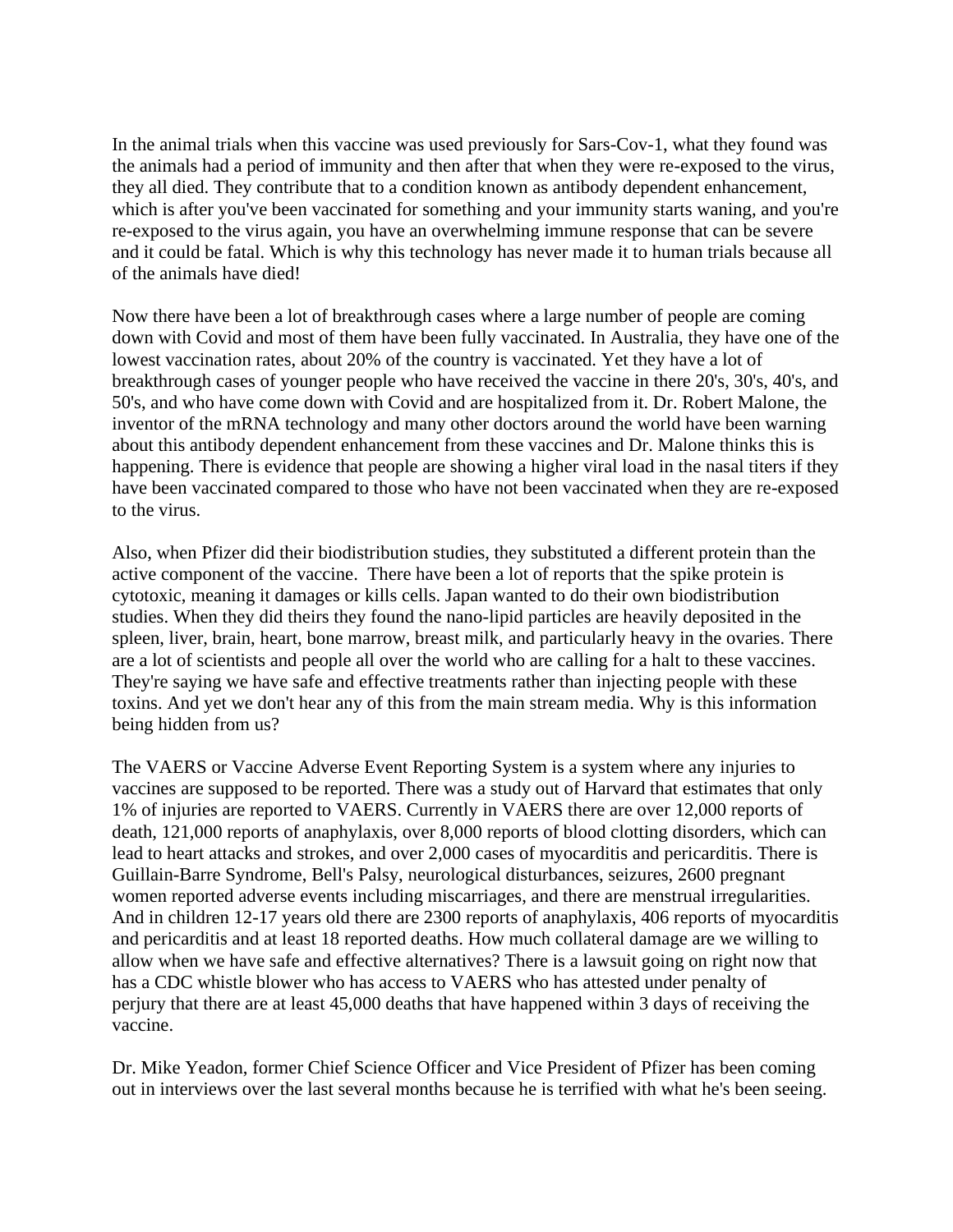In the animal trials when this vaccine was used previously for Sars-Cov-1, what they found was the animals had a period of immunity and then after that when they were re-exposed to the virus, they all died. They contribute that to a condition known as antibody dependent enhancement, which is after you've been vaccinated for something and your immunity starts waning, and you're re-exposed to the virus again, you have an overwhelming immune response that can be severe and it could be fatal. Which is why this technology has never made it to human trials because all of the animals have died!

Now there have been a lot of breakthrough cases where a large number of people are coming down with Covid and most of them have been fully vaccinated. In Australia, they have one of the lowest vaccination rates, about 20% of the country is vaccinated. Yet they have a lot of breakthrough cases of younger people who have received the vaccine in there 20's, 30's, 40's, and 50's, and who have come down with Covid and are hospitalized from it. Dr. Robert Malone, the inventor of the mRNA technology and many other doctors around the world have been warning about this antibody dependent enhancement from these vaccines and Dr. Malone thinks this is happening. There is evidence that people are showing a higher viral load in the nasal titers if they have been vaccinated compared to those who have not been vaccinated when they are re-exposed to the virus.

Also, when Pfizer did their biodistribution studies, they substituted a different protein than the active component of the vaccine. There have been a lot of reports that the spike protein is cytotoxic, meaning it damages or kills cells. Japan wanted to do their own biodistribution studies. When they did theirs they found the nano-lipid particles are heavily deposited in the spleen, liver, brain, heart, bone marrow, breast milk, and particularly heavy in the ovaries. There are a lot of scientists and people all over the world who are calling for a halt to these vaccines. They're saying we have safe and effective treatments rather than injecting people with these toxins. And yet we don't hear any of this from the main stream media. Why is this information being hidden from us?

The VAERS or Vaccine Adverse Event Reporting System is a system where any injuries to vaccines are supposed to be reported. There was a study out of Harvard that estimates that only 1% of injuries are reported to VAERS. Currently in VAERS there are over 12,000 reports of death, 121,000 reports of anaphylaxis, over 8,000 reports of blood clotting disorders, which can lead to heart attacks and strokes, and over 2,000 cases of myocarditis and pericarditis. There is Guillain-Barre Syndrome, Bell's Palsy, neurological disturbances, seizures, 2600 pregnant women reported adverse events including miscarriages, and there are menstrual irregularities. And in children 12-17 years old there are 2300 reports of anaphylaxis, 406 reports of myocarditis and pericarditis and at least 18 reported deaths. How much collateral damage are we willing to allow when we have safe and effective alternatives? There is a lawsuit going on right now that has a CDC whistle blower who has access to VAERS who has attested under penalty of perjury that there are at least 45,000 deaths that have happened within 3 days of receiving the vaccine.

Dr. Mike Yeadon, former Chief Science Officer and Vice President of Pfizer has been coming out in interviews over the last several months because he is terrified with what he's been seeing.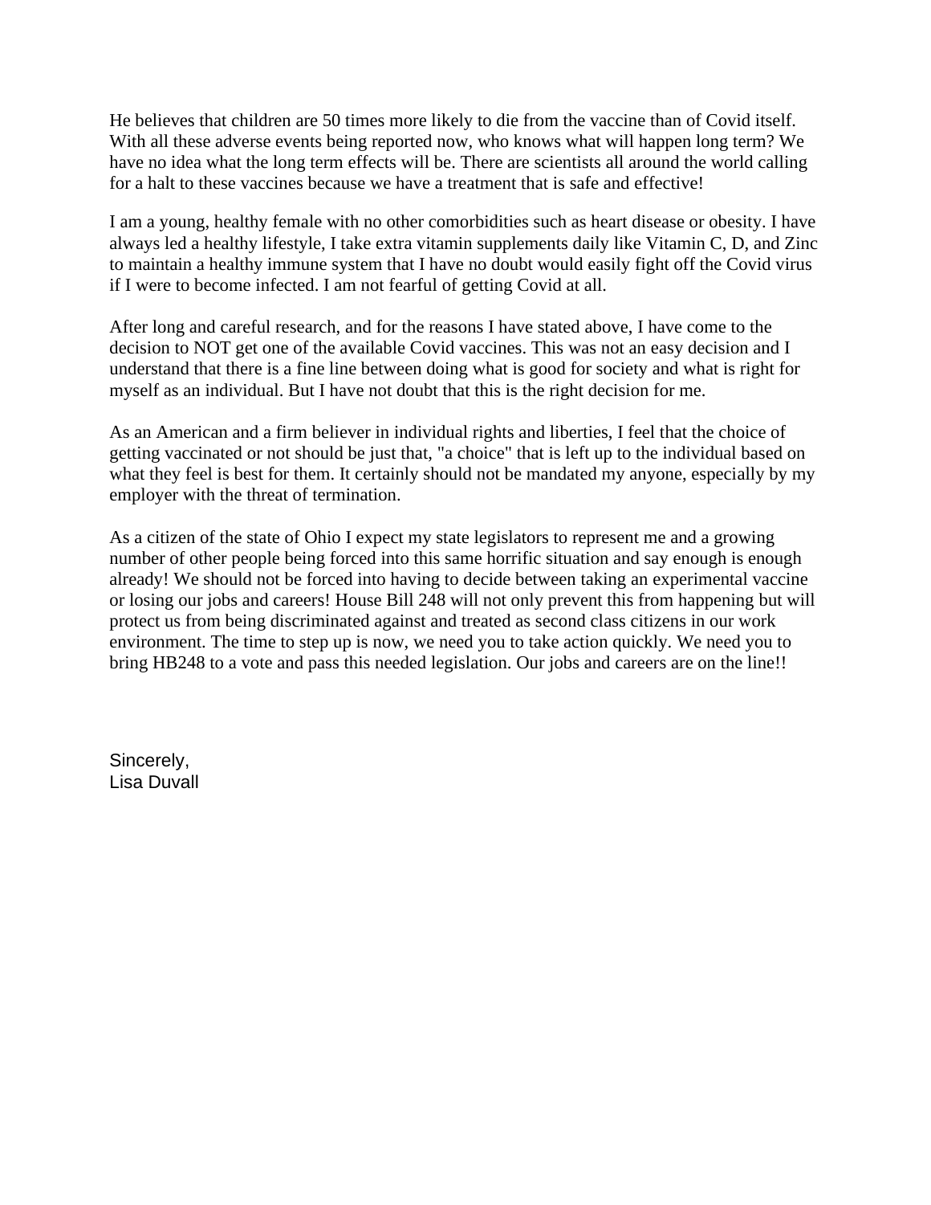He believes that children are 50 times more likely to die from the vaccine than of Covid itself. With all these adverse events being reported now, who knows what will happen long term? We have no idea what the long term effects will be. There are scientists all around the world calling for a halt to these vaccines because we have a treatment that is safe and effective!

I am a young, healthy female with no other comorbidities such as heart disease or obesity. I have always led a healthy lifestyle, I take extra vitamin supplements daily like Vitamin C, D, and Zinc to maintain a healthy immune system that I have no doubt would easily fight off the Covid virus if I were to become infected. I am not fearful of getting Covid at all.

After long and careful research, and for the reasons I have stated above, I have come to the decision to NOT get one of the available Covid vaccines. This was not an easy decision and I understand that there is a fine line between doing what is good for society and what is right for myself as an individual. But I have not doubt that this is the right decision for me.

As an American and a firm believer in individual rights and liberties, I feel that the choice of getting vaccinated or not should be just that, "a choice" that is left up to the individual based on what they feel is best for them. It certainly should not be mandated my anyone, especially by my employer with the threat of termination.

As a citizen of the state of Ohio I expect my state legislators to represent me and a growing number of other people being forced into this same horrific situation and say enough is enough already! We should not be forced into having to decide between taking an experimental vaccine or losing our jobs and careers! House Bill 248 will not only prevent this from happening but will protect us from being discriminated against and treated as second class citizens in our work environment. The time to step up is now, we need you to take action quickly. We need you to bring HB248 to a vote and pass this needed legislation. Our jobs and careers are on the line!!

Sincerely,
Lisa Duvall